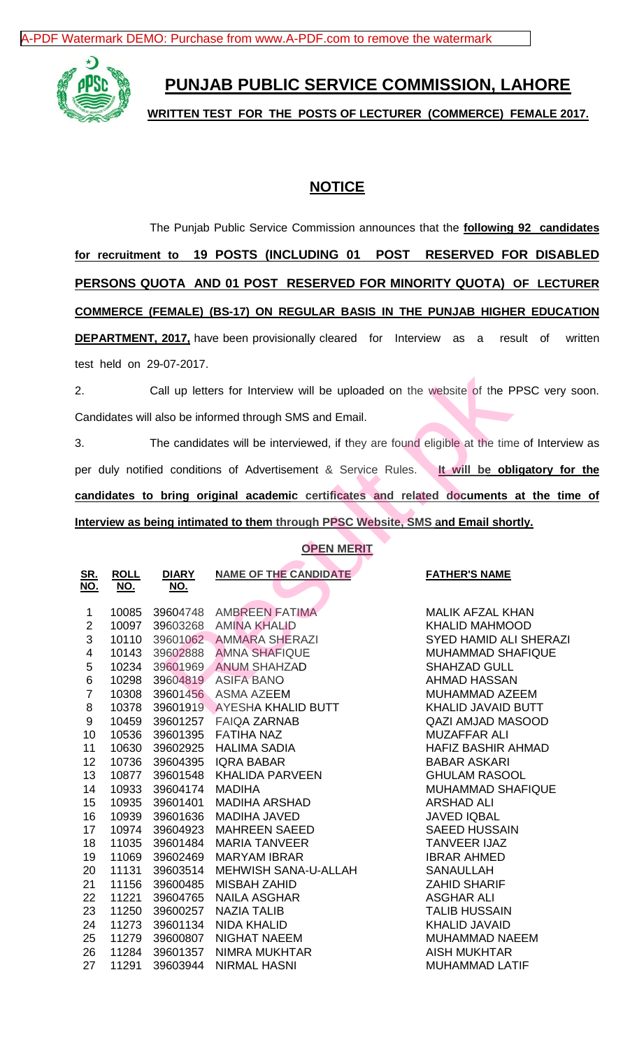# PUNJAB PUBLIC SERVICE COMMISSION, LAHORE

**WRITTEN TEST FOR THE POSTS OF LECTURER (COMMERCE) FEMALE 2017.**

## NOTICE

The Punjab Public Service Commission announces that the **following 92 candidates for recruitment to 19 POSTS (INCLUDING 01 POST RESERVED FOR DISABLED PERSONS QUOTA AND 01 POST RESERVED FOR MINORITY QUOTA) OF LECTURER COMMERCE (FEMALE) (BS-17) ON REGULAR BASIS IN THE PUNJAB HIGHER EDUCATION DEPARTMENT, 2017,** have been provisionally cleared for Interview as a result of written test held on 29-07-2017.

2. Call up letters for Interview will be uploaded on the website of the PPSC very soon. Candidates will also be informed through SMS and Email.

3. The candidates will be interviewed, if they are found eligible at the time of Interview as per duly notified conditions of Advertisement & Service Rules. **It will be obligatory for the candidates to bring original academic certificates and related documents at the time of Interview as being intimated to them through PPSC Website, SMS and Email shortly.**

**OPEN MERIT**

| SR. NO. | ROLL NO. | DIARY NO. | NAME OF THE CANDIDATE | FATHER'S NAME |
|---|---|---|---|---|
| 1 | 10085 | 39604748 | AMBREEN FATIMA | MALIK AFZAL KHAN |
| 2 | 10097 | 39603268 | AMINA KHALID | KHALID MAHMOOD |
| 3 | 10110 | 39601062 | AMMARA SHERAZI | SYED HAMID ALI SHERAZI |
| 4 | 10143 | 39602888 | AMNA SHAFIQUE | MUHAMMAD SHAFIQUE |
| 5 | 10234 | 39601969 | ANUM SHAHZAD | SHAHZAD GULL |
| 6 | 10298 | 39604819 | ASIFA BANO | AHMAD HASSAN |
| 7 | 10308 | 39601456 | ASMA AZEEM | MUHAMMAD AZEEM |
| 8 | 10378 | 39601919 | AYESHA KHALID BUTT | KHALID JAVAID BUTT |
| 9 | 10459 | 39601257 | FAIQA ZARNAB | QAZI AMJAD MASOOD |
| 10 | 10536 | 39601395 | FATIHA NAZ | MUZAFFAR ALI |
| 11 | 10630 | 39602925 | HALIMA SADIA | HAFIZ BASHIR AHMAD |
| 12 | 10736 | 39604395 | IQRA BABAR | BABAR ASKARI |
| 13 | 10877 | 39601548 | KHALIDA PARVEEN | GHULAM RASOOL |
| 14 | 10933 | 39604174 | MADIHA | MUHAMMAD SHAFIQUE |
| 15 | 10935 | 39601401 | MADIHA ARSHAD | ARSHAD ALI |
| 16 | 10939 | 39601636 | MADIHA JAVED | JAVED IQBAL |
| 17 | 10974 | 39604923 | MAHREEN SAEED | SAEED HUSSAIN |
| 18 | 11035 | 39601484 | MARIA TANVEER | TANVEER IJAZ |
| 19 | 11069 | 39602469 | MARYAM IBRAR | IBRAR AHMED |
| 20 | 11131 | 39603514 | MEHWISH SANA-U-ALLAH | SANAULLAH |
| 21 | 11156 | 39600485 | MISBAH ZAHID | ZAHID SHARIF |
| 22 | 11221 | 39604765 | NAILA ASGHAR | ASGHAR ALI |
| 23 | 11250 | 39600257 | NAZIA TALIB | TALIB HUSSAIN |
| 24 | 11273 | 39601134 | NIDA KHALID | KHALID JAVAID |
| 25 | 11279 | 39600807 | NIGHAT NAEEM | MUHAMMAD NAEEM |
| 26 | 11284 | 39601357 | NIMRA MUKHTAR | AISH MUKHTAR |
| 27 | 11291 | 39603944 | NIRMAL HASNI | MUHAMMAD LATIF |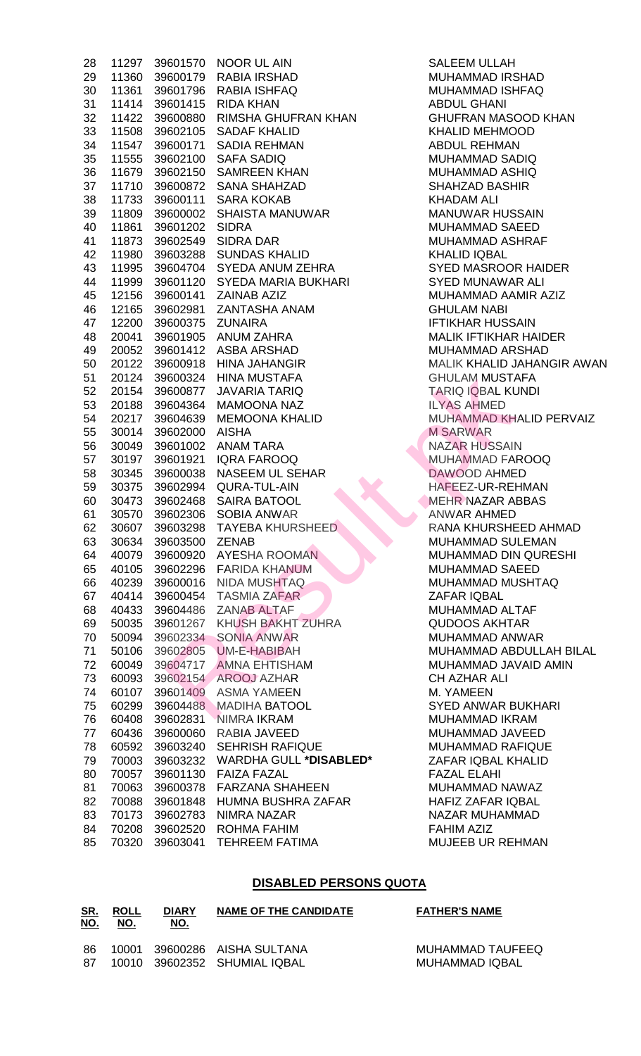| | | | | |
|---|---|---|---|---|
| 28 | 11297 | 39601570 | NOOR UL AIN | SALEEM ULLAH |
| 29 | 11360 | 39600179 | RABIA IRSHAD | MUHAMMAD IRSHAD |
| 30 | 11361 | 39601796 | RABIA ISHFAQ | MUHAMMAD ISHFAQ |
| 31 | 11414 | 39601415 | RIDA KHAN | ABDUL GHANI |
| 32 | 11422 | 39600880 | RIMSHA GHUFRAN KHAN | GHUFRAN MASOOD KHAN |
| 33 | 11508 | 39602105 | SADAF KHALID | KHALID MEHMOOD |
| 34 | 11547 | 39600171 | SADIA REHMAN | ABDUL REHMAN |
| 35 | 11555 | 39602100 | SAFA SADIQ | MUHAMMAD SADIQ |
| 36 | 11679 | 39602150 | SAMREEN KHAN | MUHAMMAD ASHIQ |
| 37 | 11710 | 39600872 | SANA SHAHZAD | SHAHZAD BASHIR |
| 38 | 11733 | 39600111 | SARA KOKAB | KHADAM ALI |
| 39 | 11809 | 39600002 | SHAISTA MANUWAR | MANUWAR HUSSAIN |
| 40 | 11861 | 39601202 | SIDRA | MUHAMMAD SAEED |
| 41 | 11873 | 39602549 | SIDRA DAR | MUHAMMAD ASHRAF |
| 42 | 11980 | 39603288 | SUNDAS KHALID | KHALID IQBAL |
| 43 | 11995 | 39604704 | SYEDA ANUM ZEHRA | SYED MASROOR HAIDER |
| 44 | 11999 | 39601120 | SYEDA MARIA BUKHARI | SYED MUNAWAR ALI |
| 45 | 12156 | 39600141 | ZAINAB AZIZ | MUHAMMAD AAMIR AZIZ |
| 46 | 12165 | 39602981 | ZANTASHA ANAM | GHULAM NABI |
| 47 | 12200 | 39600375 | ZUNAIRA | IFTIKHAR HUSSAIN |
| 48 | 20041 | 39601905 | ANUM ZAHRA | MALIK IFTIKHAR HAIDER |
| 49 | 20052 | 39601412 | ASBA ARSHAD | MUHAMMAD ARSHAD |
| 50 | 20122 | 39600918 | HINA JAHANGIR | MALIK KHALID JAHANGIR AWAN |
| 51 | 20124 | 39600324 | HINA MUSTAFA | GHULAM MUSTAFA |
| 52 | 20154 | 39600877 | JAVARIA TARIQ | TARIQ IQBAL KUNDI |
| 53 | 20188 | 39604364 | MAMOONA NAZ | ILYAS AHMED |
| 54 | 20217 | 39604639 | MEMOONA KHALID | MUHAMMAD KHALID PERVAIZ |
| 55 | 30014 | 39602000 | AISHA | M SARWAR |
| 56 | 30049 | 39601002 | ANAM TARA | NAZAR HUSSAIN |
| 57 | 30197 | 39601921 | IQRA FAROOQ | MUHAMMAD FAROOQ |
| 58 | 30345 | 39600038 | NASEEM UL SEHAR | DAWOOD AHMED |
| 59 | 30375 | 39602994 | QURA-TUL-AIN | HAFEEZ-UR-REHMAN |
| 60 | 30473 | 39602468 | SAIRA BATOOL | MEHR NAZAR ABBAS |
| 61 | 30570 | 39602306 | SOBIA ANWAR | ANWAR AHMED |
| 62 | 30607 | 39603298 | TAYEBA KHURSHEED | RANA KHURSHEED AHMAD |
| 63 | 30634 | 39603500 | ZENAB | MUHAMMAD SULEMAN |
| 64 | 40079 | 39600920 | AYESHA ROOMAN | MUHAMMAD DIN QURESHI |
| 65 | 40105 | 39602296 | FARIDA KHANUM | MUHAMMAD SAEED |
| 66 | 40239 | 39600016 | NIDA MUSHTAQ | MUHAMMAD MUSHTAQ |
| 67 | 40414 | 39600454 | TASMIA ZAFAR | ZAFAR IQBAL |
| 68 | 40433 | 39604486 | ZANAB ALTAF | MUHAMMAD ALTAF |
| 69 | 50035 | 39601267 | KHUSH BAKHT ZUHRA | QUDOOS AKHTAR |
| 70 | 50094 | 39602334 | SONIA ANWAR | MUHAMMAD ANWAR |
| 71 | 50106 | 39602805 | UM-E-HABIBAH | MUHAMMAD ABDULLAH BILAL |
| 72 | 60049 | 39604717 | AMNA EHTISHAM | MUHAMMAD JAVAID AMIN |
| 73 | 60093 | 39602154 | AROOJ AZHAR | CH AZHAR ALI |
| 74 | 60107 | 39601409 | ASMA YAMEEN | M. YAMEEN |
| 75 | 60299 | 39604488 | MADIHA BATOOL | SYED ANWAR BUKHARI |
| 76 | 60408 | 39602831 | NIMRA IKRAM | MUHAMMAD IKRAM |
| 77 | 60436 | 39600060 | RABIA JAVEED | MUHAMMAD JAVEED |
| 78 | 60592 | 39603240 | SEHRISH RAFIQUE | MUHAMMAD RAFIQUE |
| 79 | 70003 | 39603232 | WARDHA GULL **\*DISABLED\*** | ZAFAR IQBAL KHALID |
| 80 | 70057 | 39601130 | FAIZA FAZAL | FAZAL ELAHI |
| 81 | 70063 | 39600378 | FARZANA SHAHEEN | MUHAMMAD NAWAZ |
| 82 | 70088 | 39601848 | HUMNA BUSHRA ZAFAR | HAFIZ ZAFAR IQBAL |
| 83 | 70173 | 39602783 | NIMRA NAZAR | NAZAR MUHAMMAD |
| 84 | 70208 | 39602520 | ROHMA FAHIM | FAHIM AZIZ |
| 85 | 70320 | 39603041 | TEHREEM FATIMA | MUJEEB UR REHMAN |

## DISABLED PERSONS QUOTA

| SR. NO. | ROLL NO. | DIARY NO. | NAME OF THE CANDIDATE | FATHER'S NAME |
|---|---|---|---|---|
| 86 | 10001 | 39600286 | AISHA SULTANA | MUHAMMAD TAUFEEQ |
| 87 | 10010 | 39602352 | SHUMIAL IQBAL | MUHAMMAD IQBAL |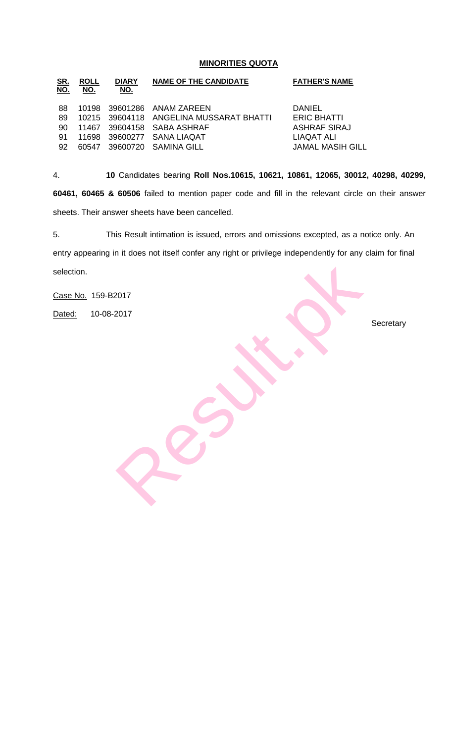## MINORITIES QUOTA

| SR. NO. | ROLL NO. | DIARY NO. | NAME OF THE CANDIDATE | FATHER'S NAME |
|---|---|---|---|---|
| 88 | 10198 | 39601286 | ANAM ZAREEN | DANIEL |
| 89 | 10215 | 39604118 | ANGELINA MUSSARAT BHATTI | ERIC BHATTI |
| 90 | 11467 | 39604158 | SABA ASHRAF | ASHRAF SIRAJ |
| 91 | 11698 | 39600277 | SANA LIAQAT | LIAQAT ALI |
| 92 | 60547 | 39600720 | SAMINA GILL | JAMAL MASIH GILL |

4. **10** Candidates bearing **Roll Nos.10615, 10621, 10861, 12065, 30012, 40298, 40299, 60461, 60465 & 60506** failed to mention paper code and fill in the relevant circle on their answer sheets. Their answer sheets have been cancelled.

5. This Result intimation is issued, errors and omissions excepted, as a notice only. An entry appearing in it does not itself confer any right or privilege independently for any claim for final selection.

Case No. 159-B2017

Dated: 10-08-2017

Secretary